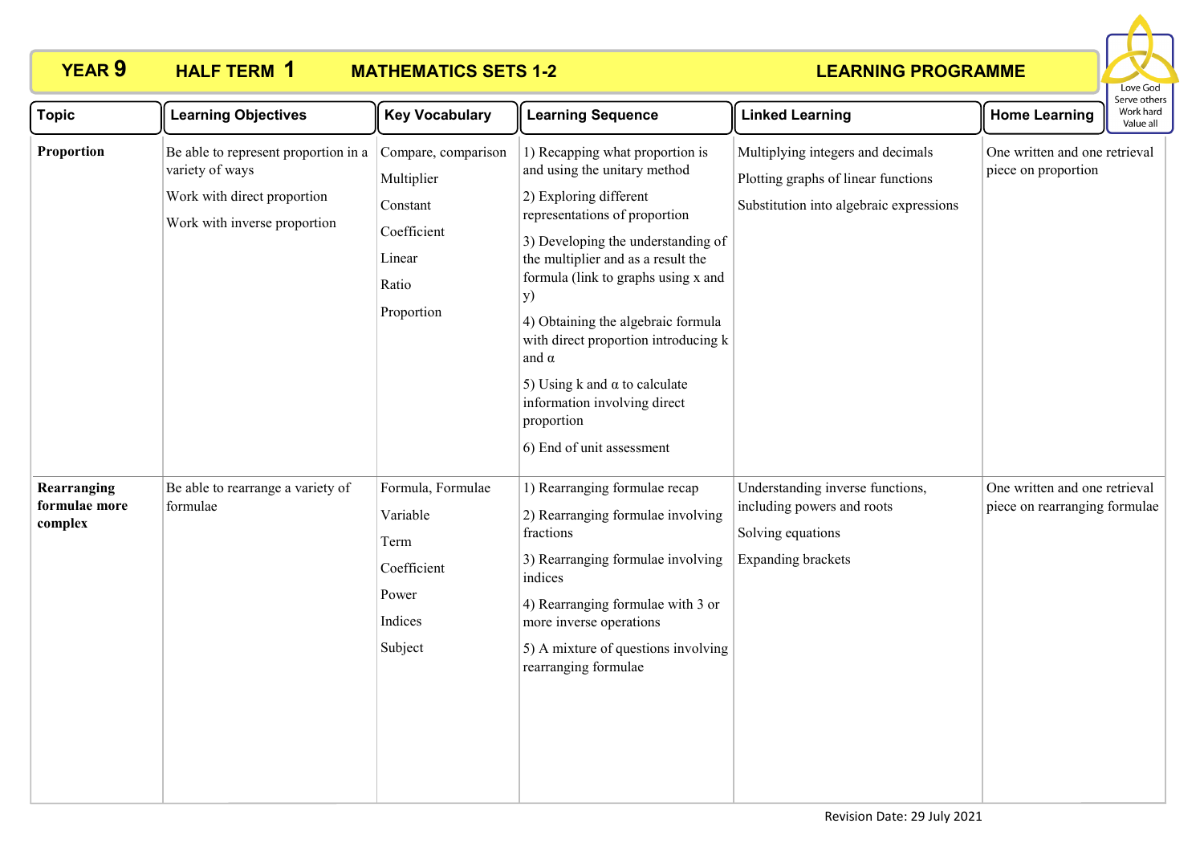# YEAR 9 HALF TERM 1 MATHEMATICS SETS 1-2 LEARNING PROGRAMME

| Topic | Learning Objectives | Key Vocabulary | Learning Sequence | Linked Learning | Home Learning |
|---|---|---|---|---|---|
| **Proportion** | Be able to represent proportion in a variety of ways<br>Work with direct proportion<br>Work with inverse proportion | Compare, comparison<br>Multiplier<br>Constant<br>Coefficient<br>Linear<br>Ratio<br>Proportion | 1) Recapping what proportion is and using the unitary method<br>2) Exploring different representations of proportion<br>3) Developing the understanding of the multiplier and as a result the formula (link to graphs using x and y)<br>4) Obtaining the algebraic formula with direct proportion introducing k and α<br>5) Using k and α to calculate information involving direct proportion<br>6) End of unit assessment | Multiplying integers and decimals<br>Plotting graphs of linear functions<br>Substitution into algebraic expressions | One written and one retrieval piece on proportion |
| **Rearranging formulae more complex** | Be able to rearrange a variety of formulae | Formula, Formulae<br>Variable<br>Term<br>Coefficient<br>Power<br>Indices<br>Subject | 1) Rearranging formulae recap<br>2) Rearranging formulae involving fractions<br>3) Rearranging formulae involving indices<br>4) Rearranging formulae with 3 or more inverse operations<br>5) A mixture of questions involving rearranging formulae | Understanding inverse functions, including powers and roots<br>Solving equations<br>Expanding brackets | One written and one retrieval piece on rearranging formulae |

Revision Date: 29 July 2021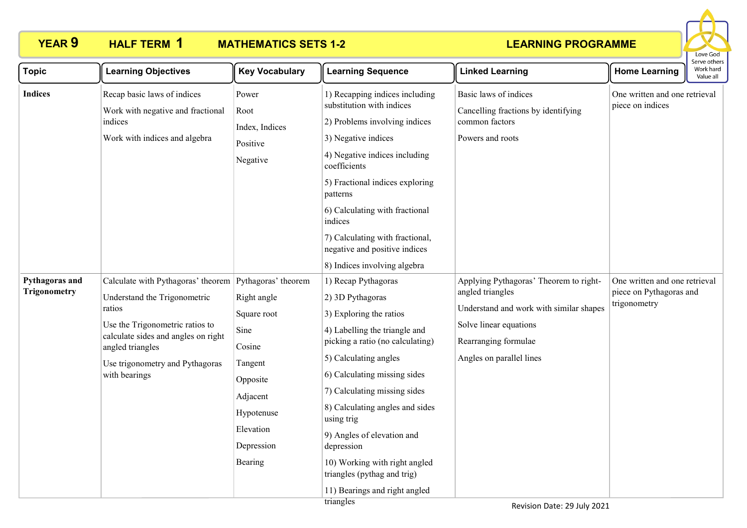# YEAR 9 HALF TERM 1 MATHEMATICS SETS 1-2 LEARNING PROGRAMME

Love God
Serve others
Work hard
Value all

| Topic | Learning Objectives | Key Vocabulary | Learning Sequence | Linked Learning | Home Learning |
|---|---|---|---|---|---|
| **Indices** | Recap basic laws of indices<br>Work with negative and fractional indices<br>Work with indices and algebra | Power<br>Root<br>Index, Indices<br>Positive<br>Negative | 1) Recapping indices including substitution with indices<br>2) Problems involving indices<br>3) Negative indices<br>4) Negative indices including coefficients<br>5) Fractional indices exploring patterns<br>6) Calculating with fractional indices<br>7) Calculating with fractional, negative and positive indices<br>8) Indices involving algebra | Basic laws of indices<br>Cancelling fractions by identifying common factors<br>Powers and roots | One written and one retrieval piece on indices |
| **Pythagoras and Trigonometry** | Calculate with Pythagoras' theorem<br>Understand the Trigonometric ratios<br>Use the Trigonometric ratios to calculate sides and angles on right angled triangles<br>Use trigonometry and Pythagoras with bearings | Pythagoras' theorem<br>Right angle<br>Square root<br>Sine<br>Cosine<br>Tangent<br>Opposite<br>Adjacent<br>Hypotenuse<br>Elevation<br>Depression<br>Bearing | 1) Recap Pythagoras<br>2) 3D Pythagoras<br>3) Exploring the ratios<br>4) Labelling the triangle and picking a ratio (no calculating)<br>5) Calculating angles<br>6) Calculating missing sides<br>7) Calculating missing sides<br>8) Calculating angles and sides using trig<br>9) Angles of elevation and depression<br>10) Working with right angled triangles (pythag and trig)<br>11) Bearings and right angled triangles | Applying Pythagoras' Theorem to right-angled triangles<br>Understand and work with similar shapes<br>Solve linear equations<br>Rearranging formulae<br>Angles on parallel lines | One written and one retrieval piece on Pythagoras and trigonometry |

Revision Date: 29 July 2021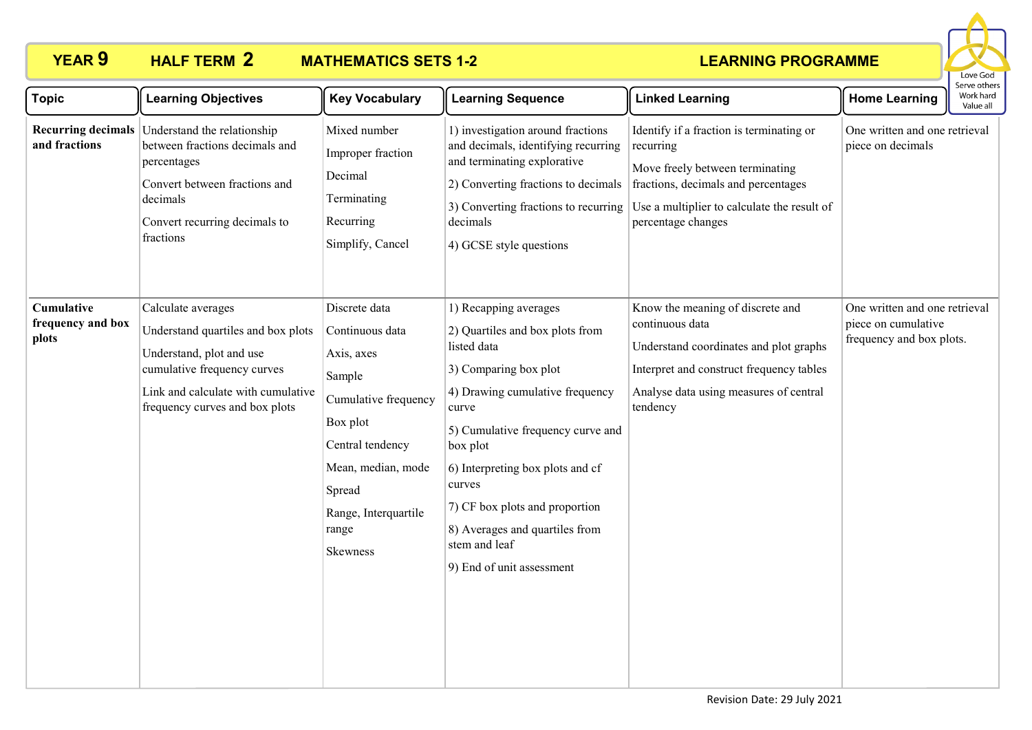**YEAR 9** **HALF TERM 2** **MATHEMATICS SETS 1-2** **LEARNING PROGRAMME**

Love God
Serve others
Work hard
Value all

| Topic | Learning Objectives | Key Vocabulary | Learning Sequence | Linked Learning | Home Learning |
|---|---|---|---|---|---|
| **Recurring decimals and fractions** | Understand the relationship between fractions decimals and percentages<br>Convert between fractions and decimals<br>Convert recurring decimals to fractions | Mixed number<br>Improper fraction<br>Decimal<br>Terminating<br>Recurring<br>Simplify, Cancel | 1) investigation around fractions and decimals, identifying recurring and terminating explorative<br>2) Converting fractions to decimals<br>3) Converting fractions to recurring decimals<br>4) GCSE style questions | Identify if a fraction is terminating or recurring<br>Move freely between terminating fractions, decimals and percentages<br>Use a multiplier to calculate the result of percentage changes | One written and one retrieval piece on decimals |
| **Cumulative frequency and box plots** | Calculate averages<br>Understand quartiles and box plots<br>Understand, plot and use cumulative frequency curves<br>Link and calculate with cumulative frequency curves and box plots | Discrete data<br>Continuous data<br>Axis, axes<br>Sample<br>Cumulative frequency<br>Box plot<br>Central tendency<br>Mean, median, mode<br>Spread<br>Range, Interquartile range<br>Skewness | 1) Recapping averages<br>2) Quartiles and box plots from listed data<br>3) Comparing box plot<br>4) Drawing cumulative frequency curve<br>5) Cumulative frequency curve and box plot<br>6) Interpreting box plots and cf curves<br>7) CF box plots and proportion<br>8) Averages and quartiles from stem and leaf<br>9) End of unit assessment | Know the meaning of discrete and continuous data<br>Understand coordinates and plot graphs<br>Interpret and construct frequency tables<br>Analyse data using measures of central tendency | One written and one retrieval piece on cumulative frequency and box plots. |

Revision Date: 29 July 2021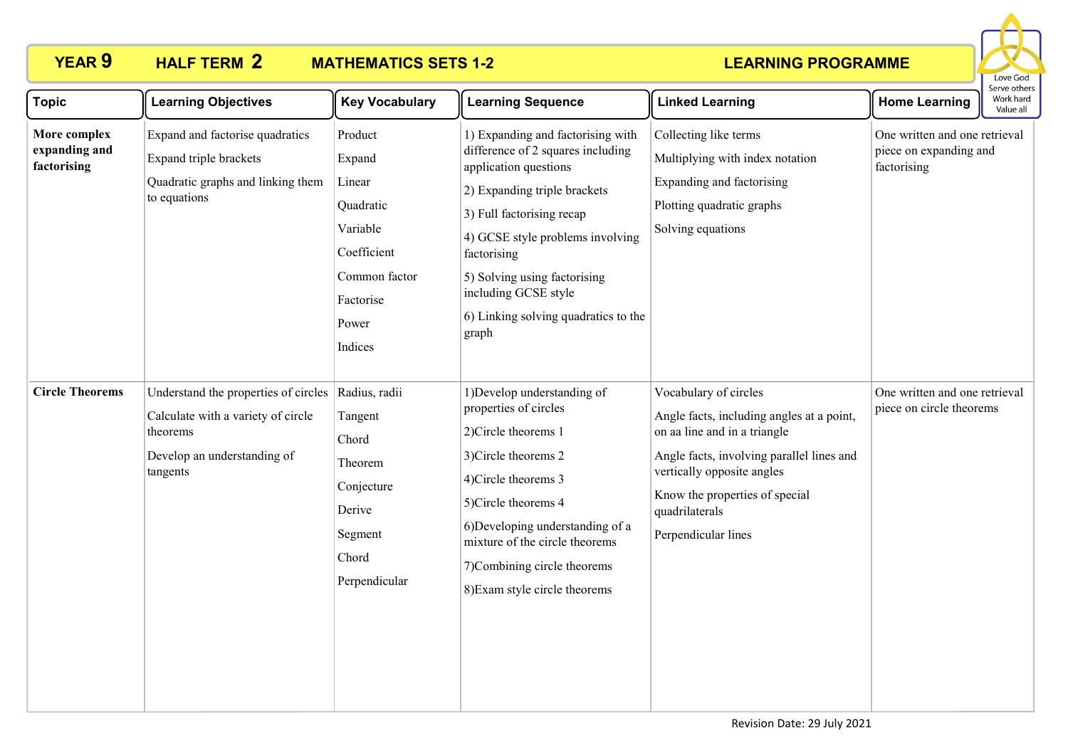**YEAR 9 HALF TERM 2 MATHEMATICS SETS 1-2 LEARNING PROGRAMME**

Love God
Serve others
Work hard
Value all

| Topic | Learning Objectives | Key Vocabulary | Learning Sequence | Linked Learning | Home Learning |
|---|---|---|---|---|---|
| **More complex expanding and factorising** | Expand and factorise quadratics<br>Expand triple brackets<br>Quadratic graphs and linking them to equations | Product<br>Expand<br>Linear<br>Quadratic<br>Variable<br>Coefficient<br>Common factor<br>Factorise<br>Power<br>Indices | 1) Expanding and factorising with difference of 2 squares including application questions<br>2) Expanding triple brackets<br>3) Full factorising recap<br>4) GCSE style problems involving factorising<br>5) Solving using factorising including GCSE style<br>6) Linking solving quadratics to the graph | Collecting like terms<br>Multiplying with index notation<br>Expanding and factorising<br>Plotting quadratic graphs<br>Solving equations | One written and one retrieval piece on expanding and factorising |
| **Circle Theorems** | Understand the properties of circles<br>Calculate with a variety of circle theorems<br>Develop an understanding of tangents | Radius, radii<br>Tangent<br>Chord<br>Theorem<br>Conjecture<br>Derive<br>Segment<br>Chord<br>Perpendicular | 1)Develop understanding of properties of circles<br>2)Circle theorems 1<br>3)Circle theorems 2<br>4)Circle theorems 3<br>5)Circle theorems 4<br>6)Developing understanding of a mixture of the circle theorems<br>7)Combining circle theorems<br>8)Exam style circle theorems | Vocabulary of circles<br>Angle facts, including angles at a point, on aa line and in a triangle<br>Angle facts, involving parallel lines and vertically opposite angles<br>Know the properties of special quadrilaterals<br>Perpendicular lines | One written and one retrieval piece on circle theorems |

Revision Date: 29 July 2021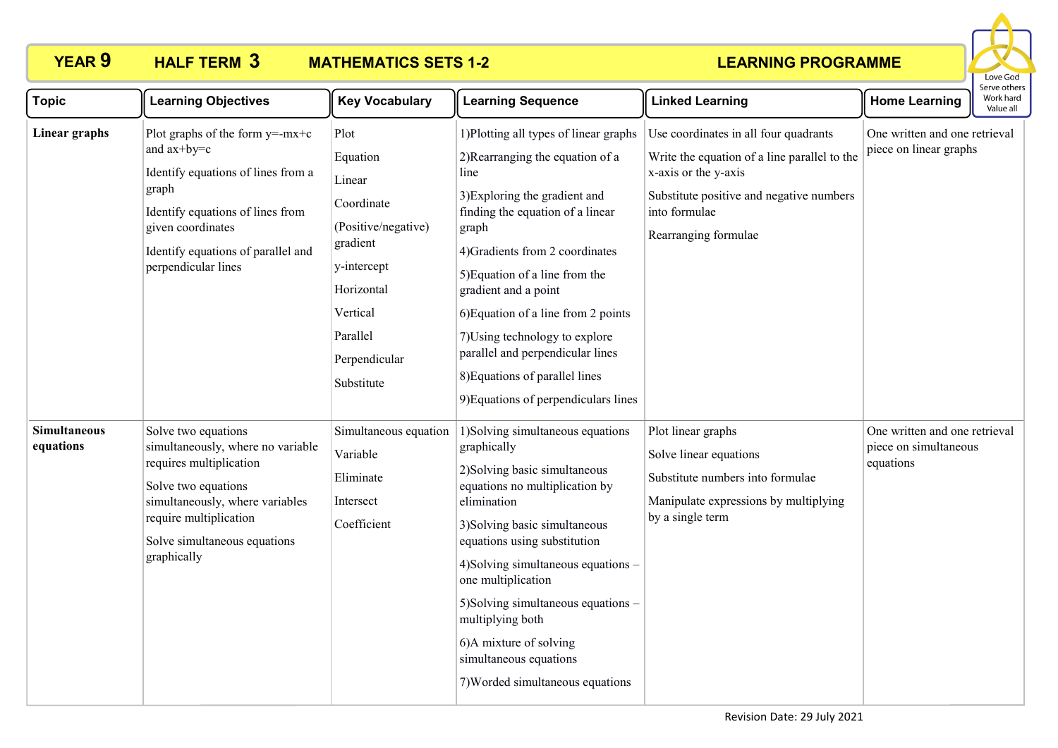# YEAR 9 HALF TERM 3 MATHEMATICS SETS 1-2 LEARNING PROGRAMME

Love God
Serve others
Work hard
Value all

| Topic | Learning Objectives | Key Vocabulary | Learning Sequence | Linked Learning | Home Learning |
|---|---|---|---|---|---|
| **Linear graphs** | Plot graphs of the form $y=-mx+c$ and $ax+by=c$<br>Identify equations of lines from a graph<br>Identify equations of lines from given coordinates<br>Identify equations of parallel and perpendicular lines | Plot<br>Equation<br>Linear<br>Coordinate<br>(Positive/negative) gradient<br>y-intercept<br>Horizontal<br>Vertical<br>Parallel<br>Perpendicular<br>Substitute | 1)Plotting all types of linear graphs<br>2)Rearranging the equation of a line<br>3)Exploring the gradient and finding the equation of a linear graph<br>4)Gradients from 2 coordinates<br>5)Equation of a line from the gradient and a point<br>6)Equation of a line from 2 points<br>7)Using technology to explore parallel and perpendicular lines<br>8)Equations of parallel lines<br>9)Equations of perpendiculars lines | Use coordinates in all four quadrants<br>Write the equation of a line parallel to the x-axis or the y-axis<br>Substitute positive and negative numbers into formulae<br>Rearranging formulae | One written and one retrieval piece on linear graphs |
| **Simultaneous equations** | Solve two equations simultaneously, where no variable requires multiplication<br>Solve two equations simultaneously, where variables require multiplication<br>Solve simultaneous equations graphically | Simultaneous equation<br>Variable<br>Eliminate<br>Intersect<br>Coefficient | 1)Solving simultaneous equations graphically<br>2)Solving basic simultaneous equations no multiplication by elimination<br>3)Solving basic simultaneous equations using substitution<br>4)Solving simultaneous equations – one multiplication<br>5)Solving simultaneous equations – multiplying both<br>6)A mixture of solving simultaneous equations<br>7)Worded simultaneous equations | Plot linear graphs<br>Solve linear equations<br>Substitute numbers into formulae<br>Manipulate expressions by multiplying by a single term | One written and one retrieval piece on simultaneous equations |

Revision Date: 29 July 2021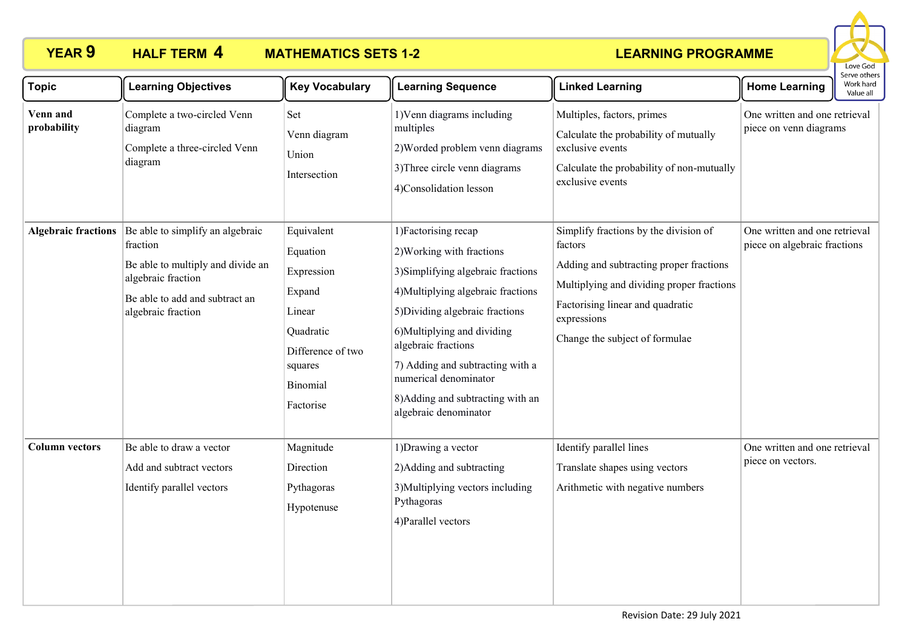# YEAR 9 HALF TERM 4 MATHEMATICS SETS 1-2 LEARNING PROGRAMME

Love God
Serve others
Work hard
Value all

| Topic | Learning Objectives | Key Vocabulary | Learning Sequence | Linked Learning | Home Learning |
|---|---|---|---|---|---|
| **Venn and probability** | Complete a two-circled Venn diagram<br>Complete a three-circled Venn diagram | Set<br>Venn diagram<br>Union<br>Intersection | 1)Venn diagrams including multiples<br>2)Worded problem venn diagrams<br>3)Three circle venn diagrams<br>4)Consolidation lesson | Multiples, factors, primes<br>Calculate the probability of mutually exclusive events<br>Calculate the probability of non-mutually exclusive events | One written and one retrieval piece on venn diagrams |
| **Algebraic fractions** | Be able to simplify an algebraic fraction<br>Be able to multiply and divide an algebraic fraction<br>Be able to add and subtract an algebraic fraction | Equivalent<br>Equation<br>Expression<br>Expand<br>Linear<br>Quadratic<br>Difference of two squares<br>Binomial<br>Factorise | 1)Factorising recap<br>2)Working with fractions<br>3)Simplifying algebraic fractions<br>4)Multiplying algebraic fractions<br>5)Dividing algebraic fractions<br>6)Multiplying and dividing algebraic fractions<br>7) Adding and subtracting with a numerical denominator<br>8)Adding and subtracting with an algebraic denominator | Simplify fractions by the division of factors<br>Adding and subtracting proper fractions<br>Multiplying and dividing proper fractions<br>Factorising linear and quadratic expressions<br>Change the subject of formulae | One written and one retrieval piece on algebraic fractions |
| **Column vectors** | Be able to draw a vector<br>Add and subtract vectors<br>Identify parallel vectors | Magnitude<br>Direction<br>Pythagoras<br>Hypotenuse | 1)Drawing a vector<br>2)Adding and subtracting<br>3)Multiplying vectors including Pythagoras<br>4)Parallel vectors | Identify parallel lines<br>Translate shapes using vectors<br>Arithmetic with negative numbers | One written and one retrieval piece on vectors. |

Revision Date: 29 July 2021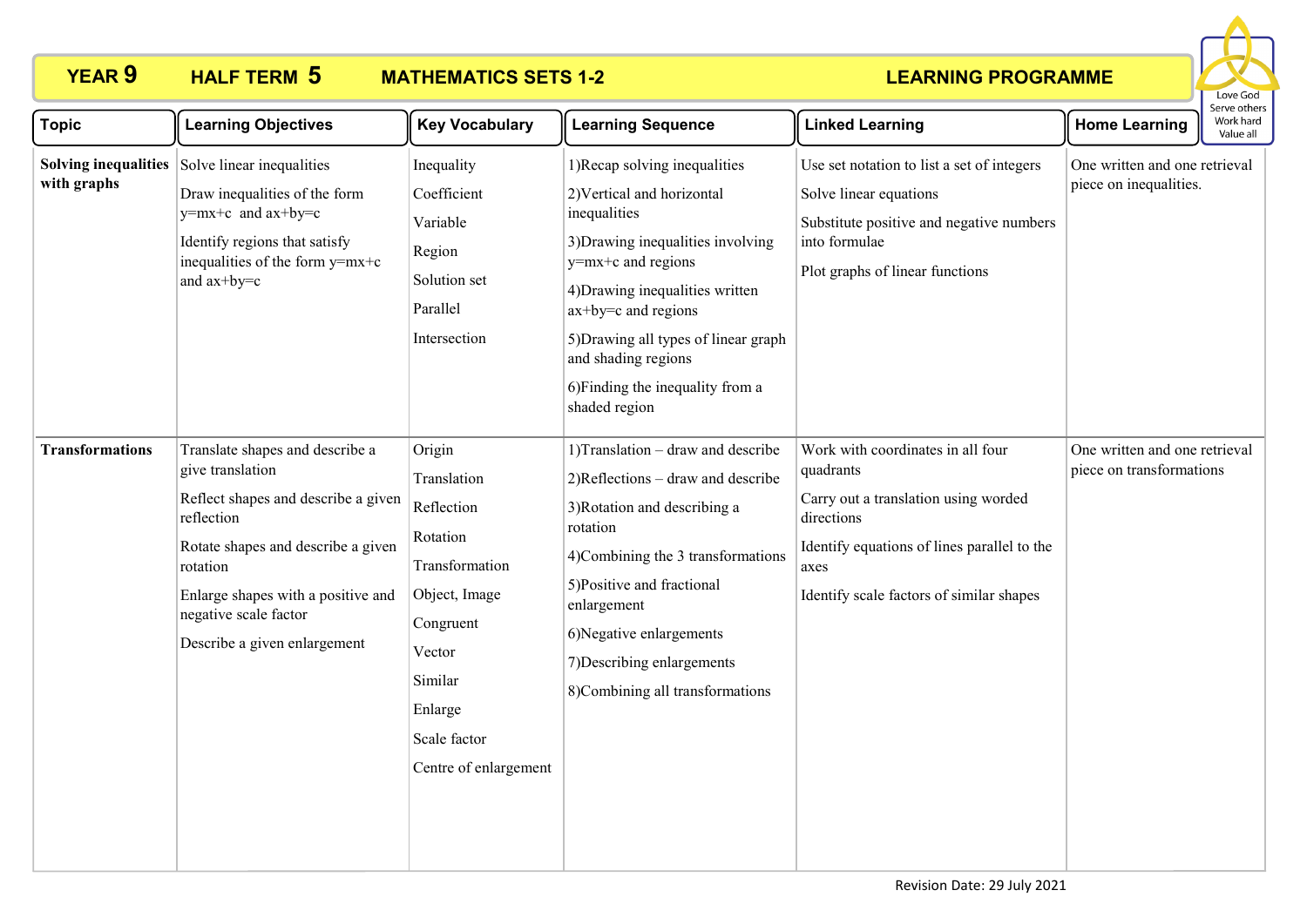**YEAR 9** **HALF TERM 5** **MATHEMATICS SETS 1-2** **LEARNING PROGRAMME**

Love God
Serve others
Work hard
Value all

| Topic | Learning Objectives | Key Vocabulary | Learning Sequence | Linked Learning | Home Learning |
|---|---|---|---|---|---|
| **Solving inequalities with graphs** | Solve linear inequalities<br><br>Draw inequalities of the form y=mx+c and ax+by=c<br><br>Identify regions that satisfy inequalities of the form y=mx+c and ax+by=c | Inequality<br><br>Coefficient<br><br>Variable<br><br>Region<br><br>Solution set<br><br>Parallel<br><br>Intersection | 1)Recap solving inequalities<br><br>2)Vertical and horizontal inequalities<br><br>3)Drawing inequalities involving y=mx+c and regions<br><br>4)Drawing inequalities written ax+by=c and regions<br><br>5)Drawing all types of linear graph and shading regions<br><br>6)Finding the inequality from a shaded region | Use set notation to list a set of integers<br><br>Solve linear equations<br><br>Substitute positive and negative numbers into formulae<br><br>Plot graphs of linear functions | One written and one retrieval piece on inequalities. |
| **Transformations** | Translate shapes and describe a give translation<br><br>Reflect shapes and describe a given reflection<br><br>Rotate shapes and describe a given rotation<br><br>Enlarge shapes with a positive and negative scale factor<br><br>Describe a given enlargement | Origin<br><br>Translation<br><br>Reflection<br><br>Rotation<br><br>Transformation<br><br>Object, Image<br><br>Congruent<br><br>Vector<br><br>Similar<br><br>Enlarge<br><br>Scale factor<br><br>Centre of enlargement | 1)Translation – draw and describe<br><br>2)Reflections – draw and describe<br><br>3)Rotation and describing a rotation<br><br>4)Combining the 3 transformations<br><br>5)Positive and fractional enlargement<br><br>6)Negative enlargements<br><br>7)Describing enlargements<br><br>8)Combining all transformations | Work with coordinates in all four quadrants<br><br>Carry out a translation using worded directions<br><br>Identify equations of lines parallel to the axes<br><br>Identify scale factors of similar shapes | One written and one retrieval piece on transformations |

Revision Date: 29 July 2021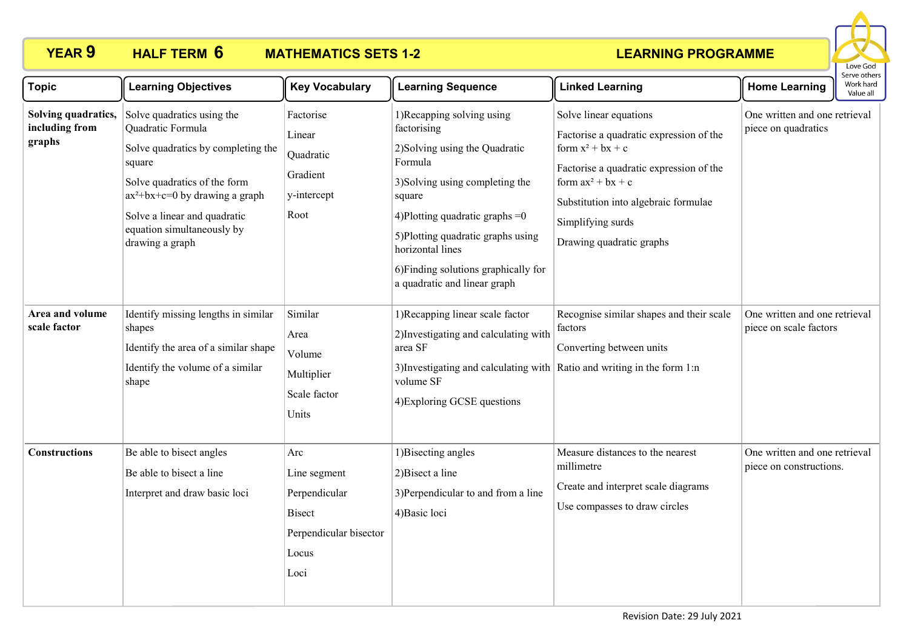**YEAR 9 HALF TERM 6 MATHEMATICS SETS 1-2 LEARNING PROGRAMME**

Love God
Serve others
Work hard
Value all

| Topic | Learning Objectives | Key Vocabulary | Learning Sequence | Linked Learning | Home Learning |
|---|---|---|---|---|---|
| **Solving quadratics, including from graphs** | Solve quadratics using the Quadratic Formula<br>Solve quadratics by completing the square<br>Solve quadratics of the form $ax^2+bx+c=0$ by drawing a graph<br>Solve a linear and quadratic equation simultaneously by drawing a graph | Factorise<br>Linear<br>Quadratic<br>Gradient<br>y-intercept<br>Root | 1)Recapping solving using factorising<br>2)Solving using the Quadratic Formula<br>3)Solving using completing the square<br>4)Plotting quadratic graphs =0<br>5)Plotting quadratic graphs using horizontal lines<br>6)Finding solutions graphically for a quadratic and linear graph | Solve linear equations<br>Factorise a quadratic expression of the form $x^2 + bx + c$<br>Factorise a quadratic expression of the form $ax^2 + bx + c$<br>Substitution into algebraic formulae<br>Simplifying surds<br>Drawing quadratic graphs | One written and one retrieval piece on quadratics |
| **Area and volume scale factor** | Identify missing lengths in similar shapes<br>Identify the area of a similar shape<br>Identify the volume of a similar shape | Similar<br>Area<br>Volume<br>Multiplier<br>Scale factor<br>Units | 1)Recapping linear scale factor<br>2)Investigating and calculating with area SF<br>3)Investigating and calculating with volume SF<br>4)Exploring GCSE questions | Recognise similar shapes and their scale factors<br>Converting between units<br>Ratio and writing in the form 1:n | One written and one retrieval piece on scale factors |
| **Constructions** | Be able to bisect angles<br>Be able to bisect a line<br>Interpret and draw basic loci | Arc<br>Line segment<br>Perpendicular<br>Bisect<br>Perpendicular bisector<br>Locus<br>Loci | 1)Bisecting angles<br>2)Bisect a line<br>3)Perpendicular to and from a line<br>4)Basic loci | Measure distances to the nearest millimetre<br>Create and interpret scale diagrams<br>Use compasses to draw circles | One written and one retrieval piece on constructions. |

Revision Date: 29 July 2021